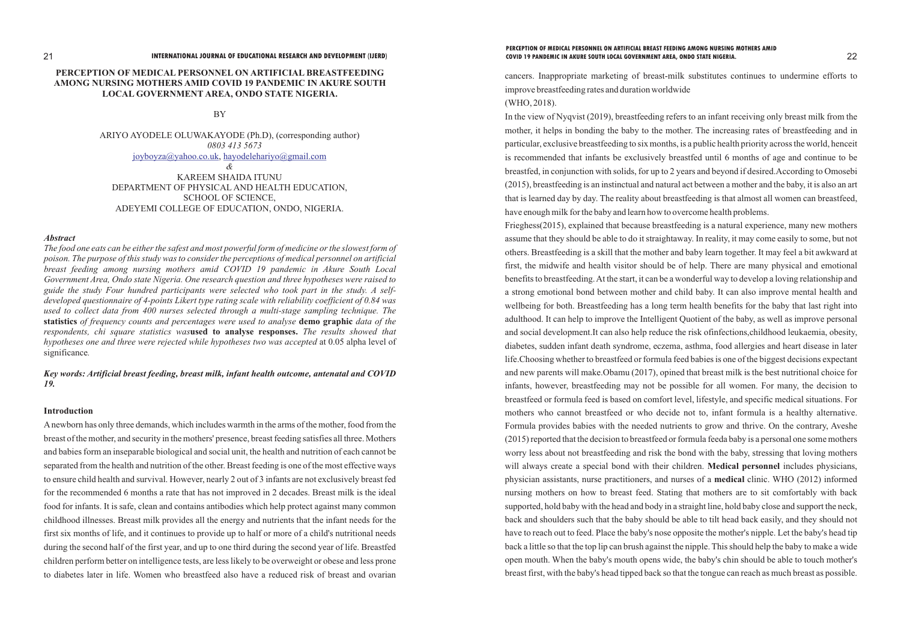# PERCEPTION OF MEDICAL PERSONNEL ON ARTIFICIAL BREASTFEEDING AMONG NURSING MOTHERS AMID COVID 19 PANDEMIC IN AKURE SOUTH LOCAL GOVERNMENT AREA, ONDO STATE NIGERIA.

BY

ARIYO AYODELE OLUWAKAYODE (Ph.D), (corresponding author)
*0803 413 5673*
joyboyza@yahoo.co.uk, hayodelehariyo@gmail.com
*&*
KAREEM SHAIDA ITUNU
DEPARTMENT OF PHYSICAL AND HEALTH EDUCATION,
SCHOOL OF SCIENCE,
ADEYEMI COLLEGE OF EDUCATION, ONDO, NIGERIA.

***Abstract***

*The food one eats can be either the safest and most powerful form of medicine or the slowest form of poison. The purpose of this study was to consider the perceptions of medical personnel on artificial breast feeding among nursing mothers amid COVID 19 pandemic in Akure South Local Government Area, Ondo state Nigeria. One research question and three hypotheses were raised to guide the study Four hundred participants were selected who took part in the study. A self-developed questionnaire of 4-points Likert type rating scale with reliability coefficient of 0.84 was used to collect data from 400 nurses selected through a multi-stage sampling technique. The* **statistics** *of frequency counts and percentages were used to analyse* **demo graphic** *data of the respondents, chi square statistics was***used to analyse responses.** *The results showed that hypotheses one and three were rejected while hypotheses two was accepted* at 0.05 alpha level of significance*.*

***Key words: Artificial breast feeding, breast milk, infant health outcome, antenatal and COVID 19.***

## Introduction

A newborn has only three demands, which includes warmth in the arms of the mother, food from the breast of the mother, and security in the mothers' presence, breast feeding satisfies all three. Mothers and babies form an inseparable biological and social unit, the health and nutrition of each cannot be separated from the health and nutrition of the other. Breast feeding is one of the most effective ways to ensure child health and survival. However, nearly 2 out of 3 infants are not exclusively breast fed for the recommended 6 months a rate that has not improved in 2 decades. Breast milk is the ideal food for infants. It is safe, clean and contains antibodies which help protect against many common childhood illnesses. Breast milk provides all the energy and nutrients that the infant needs for the first six months of life, and it continues to provide up to half or more of a child's nutritional needs during the second half of the first year, and up to one third during the second year of life. Breastfed children perform better on intelligence tests, are less likely to be overweight or obese and less prone to diabetes later in life. Women who breastfeed also have a reduced risk of breast and ovarian cancers. Inappropriate marketing of breast-milk substitutes continues to undermine efforts to improve breastfeeding rates and duration worldwide
(WHO, 2018).

In the view of Nyqvist (2019), breastfeeding refers to an infant receiving only breast milk from the mother, it helps in bonding the baby to the mother. The increasing rates of breastfeeding and in particular, exclusive breastfeeding to six months, is a public health priority across the world, henceit is recommended that infants be exclusively breastfed until 6 months of age and continue to be breastfed, in conjunction with solids, for up to 2 years and beyond if desired.According to Omosebi (2015), breastfeeding is an instinctual and natural act between a mother and the baby, it is also an art that is learned day by day. The reality about breastfeeding is that almost all women can breastfeed, have enough milk for the baby and learn how to overcome health problems.

Frieghess(2015), explained that because breastfeeding is a natural experience, many new mothers assume that they should be able to do it straightaway. In reality, it may come easily to some, but not others. Breastfeeding is a skill that the mother and baby learn together. It may feel a bit awkward at first, the midwife and health visitor should be of help. There are many physical and emotional benefits to breastfeeding. At the start, it can be a wonderful way to develop a loving relationship and a strong emotional bond between mother and child baby. It can also improve mental health and wellbeing for both. Breastfeeding has a long term health benefits for the baby that last right into adulthood. It can help to improve the Intelligent Quotient of the baby, as well as improve personal and social development.It can also help reduce the risk ofinfections,childhood leukaemia, obesity, diabetes, sudden infant death syndrome, eczema, asthma, food allergies and heart disease in later life.Choosing whether to breastfeed or formula feed babies is one of the biggest decisions expectant and new parents will make.Obamu (2017), opined that breast milk is the best nutritional choice for infants, however, breastfeeding may not be possible for all women. For many, the decision to breastfeed or formula feed is based on comfort level, lifestyle, and specific medical situations. For mothers who cannot breastfeed or who decide not to, infant formula is a healthy alternative. Formula provides babies with the needed nutrients to grow and thrive. On the contrary, Aveshe (2015) reported that the decision to breastfeed or formula feeda baby is a personal one some mothers worry less about not breastfeeding and risk the bond with the baby, stressing that loving mothers will always create a special bond with their children. **Medical personnel** includes physicians, physician assistants, nurse practitioners, and nurses of a **medical** clinic. WHO (2012) informed nursing mothers on how to breast feed. Stating that mothers are to sit comfortably with back supported, hold baby with the head and body in a straight line, hold baby close and support the neck, back and shoulders such that the baby should be able to tilt head back easily, and they should not have to reach out to feed. Place the baby's nose opposite the mother's nipple. Let the baby's head tip back a little so that the top lip can brush against the nipple. This should help the baby to make a wide open mouth. When the baby's mouth opens wide, the baby's chin should be able to touch mother's breast first, with the baby's head tipped back so that the tongue can reach as much breast as possible.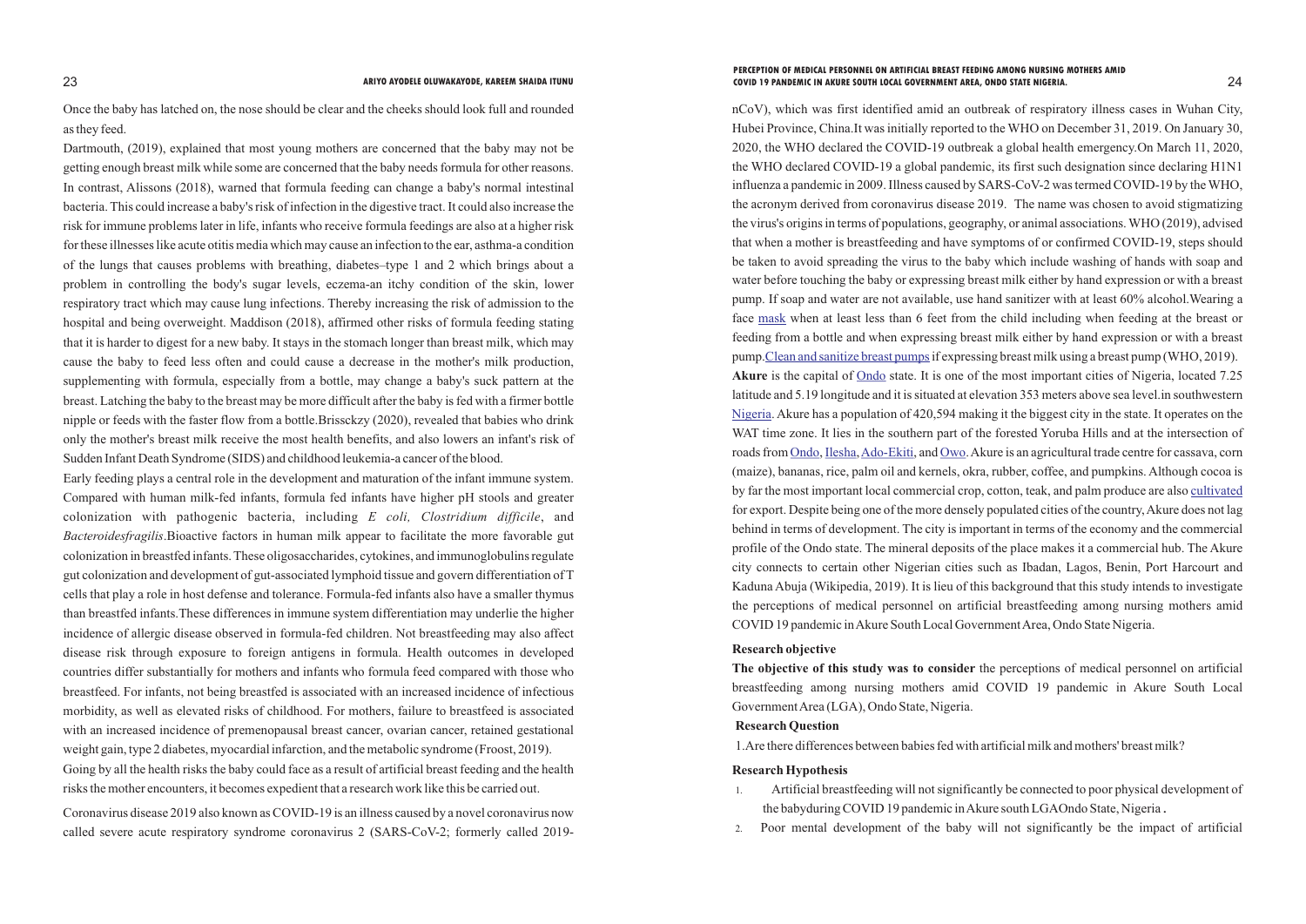Once the baby has latched on, the nose should be clear and the cheeks should look full and rounded as they feed.

Dartmouth, (2019), explained that most young mothers are concerned that the baby may not be getting enough breast milk while some are concerned that the baby needs formula for other reasons. In contrast, Alissons (2018), warned that formula feeding can change a baby's normal intestinal bacteria. This could increase a baby's risk of infection in the digestive tract. It could also increase the risk for immune problems later in life, infants who receive formula feedings are also at a higher risk for these illnesses like acute otitis media which may cause an infection to the ear, asthma-a condition of the lungs that causes problems with breathing, diabetes–type 1 and 2 which brings about a problem in controlling the body's sugar levels, eczema-an itchy condition of the skin, lower respiratory tract which may cause lung infections. Thereby increasing the risk of admission to the hospital and being overweight. Maddison (2018), affirmed other risks of formula feeding stating that it is harder to digest for a new baby. It stays in the stomach longer than breast milk, which may cause the baby to feed less often and could cause a decrease in the mother's milk production, supplementing with formula, especially from a bottle, may change a baby's suck pattern at the breast. Latching the baby to the breast may be more difficult after the baby is fed with a firmer bottle nipple or feeds with the faster flow from a bottle.Brissckzy (2020), revealed that babies who drink only the mother's breast milk receive the most health benefits, and also lowers an infant's risk of Sudden Infant Death Syndrome (SIDS) and childhood leukemia-a cancer of the blood.

Early feeding plays a central role in the development and maturation of the infant immune system. Compared with human milk-fed infants, formula fed infants have higher pH stools and greater colonization with pathogenic bacteria, including *E coli, Clostridium difficile*, and *Bacteroidesfragilis*.Bioactive factors in human milk appear to facilitate the more favorable gut colonization in breastfed infants. These oligosaccharides, cytokines, and immunoglobulins regulate gut colonization and development of gut-associated lymphoid tissue and govern differentiation of T cells that play a role in host defense and tolerance. Formula-fed infants also have a smaller thymus than breastfed infants.These differences in immune system differentiation may underlie the higher incidence of allergic disease observed in formula-fed children. Not breastfeeding may also affect disease risk through exposure to foreign antigens in formula. Health outcomes in developed countries differ substantially for mothers and infants who formula feed compared with those who breastfeed. For infants, not being breastfed is associated with an increased incidence of infectious morbidity, as well as elevated risks of childhood. For mothers, failure to breastfeed is associated with an increased incidence of premenopausal breast cancer, ovarian cancer, retained gestational weight gain, type 2 diabetes, myocardial infarction, and the metabolic syndrome (Froost, 2019).

Going by all the health risks the baby could face as a result of artificial breast feeding and the health risks the mother encounters, it becomes expedient that a research work like this be carried out.

Coronavirus disease 2019 also known as COVID-19 is an illness caused by a novel coronavirus now called severe acute respiratory syndrome coronavirus 2 (SARS-CoV-2; formerly called 2019-nCoV), which was first identified amid an outbreak of respiratory illness cases in Wuhan City, Hubei Province, China.It was initially reported to the WHO on December 31, 2019. On January 30, 2020, the WHO declared the COVID-19 outbreak a global health emergency.On March 11, 2020, the WHO declared COVID-19 a global pandemic, its first such designation since declaring H1N1 influenza a pandemic in 2009. Illness caused by SARS-CoV-2 was termed COVID-19 by the WHO, the acronym derived from coronavirus disease 2019. The name was chosen to avoid stigmatizing the virus's origins in terms of populations, geography, or animal associations. WHO (2019), advised that when a mother is breastfeeding and have symptoms of or confirmed COVID-19, steps should be taken to avoid spreading the virus to the baby which include washing of hands with soap and water before touching the baby or expressing breast milk either by hand expression or with a breast pump. If soap and water are not available, use hand sanitizer with at least 60% alcohol.Wearing a face mask when at least less than 6 feet from the child including when feeding at the breast or feeding from a bottle and when expressing breast milk either by hand expression or with a breast pump.Clean and sanitize breast pumps if expressing breast milk using a breast pump (WHO, 2019).

**Akure** is the capital of Ondo state. It is one of the most important cities of Nigeria, located 7.25 latitude and 5.19 longitude and it is situated at elevation 353 meters above sea level.in southwestern Nigeria. Akure has a population of 420,594 making it the biggest city in the state. It operates on the WAT time zone. It lies in the southern part of the forested Yoruba Hills and at the intersection of roads from Ondo, Ilesha, Ado-Ekiti, and Owo. Akure is an agricultural trade centre for cassava, corn (maize), bananas, rice, palm oil and kernels, okra, rubber, coffee, and pumpkins. Although cocoa is by far the most important local commercial crop, cotton, teak, and palm produce are also cultivated for export. Despite being one of the more densely populated cities of the country, Akure does not lag behind in terms of development. The city is important in terms of the economy and the commercial profile of the Ondo state. The mineral deposits of the place makes it a commercial hub. The Akure city connects to certain other Nigerian cities such as Ibadan, Lagos, Benin, Port Harcourt and Kaduna Abuja (Wikipedia, 2019). It is lieu of this background that this study intends to investigate the perceptions of medical personnel on artificial breastfeeding among nursing mothers amid COVID 19 pandemic in Akure South Local Government Area, Ondo State Nigeria.

**Research objective**

**The objective of this study was to consider** the perceptions of medical personnel on artificial breastfeeding among nursing mothers amid COVID 19 pandemic in Akure South Local Government Area (LGA), Ondo State, Nigeria.

**Research Question**

1. Are there differences between babies fed with artificial milk and mothers' breast milk?

**Research Hypothesis**

1. Artificial breastfeeding will not significantly be connected to poor physical development of the babyduring COVID 19 pandemic in Akure south LGAOndo State, Nigeria **.**
2. Poor mental development of the baby will not significantly be the impact of artificial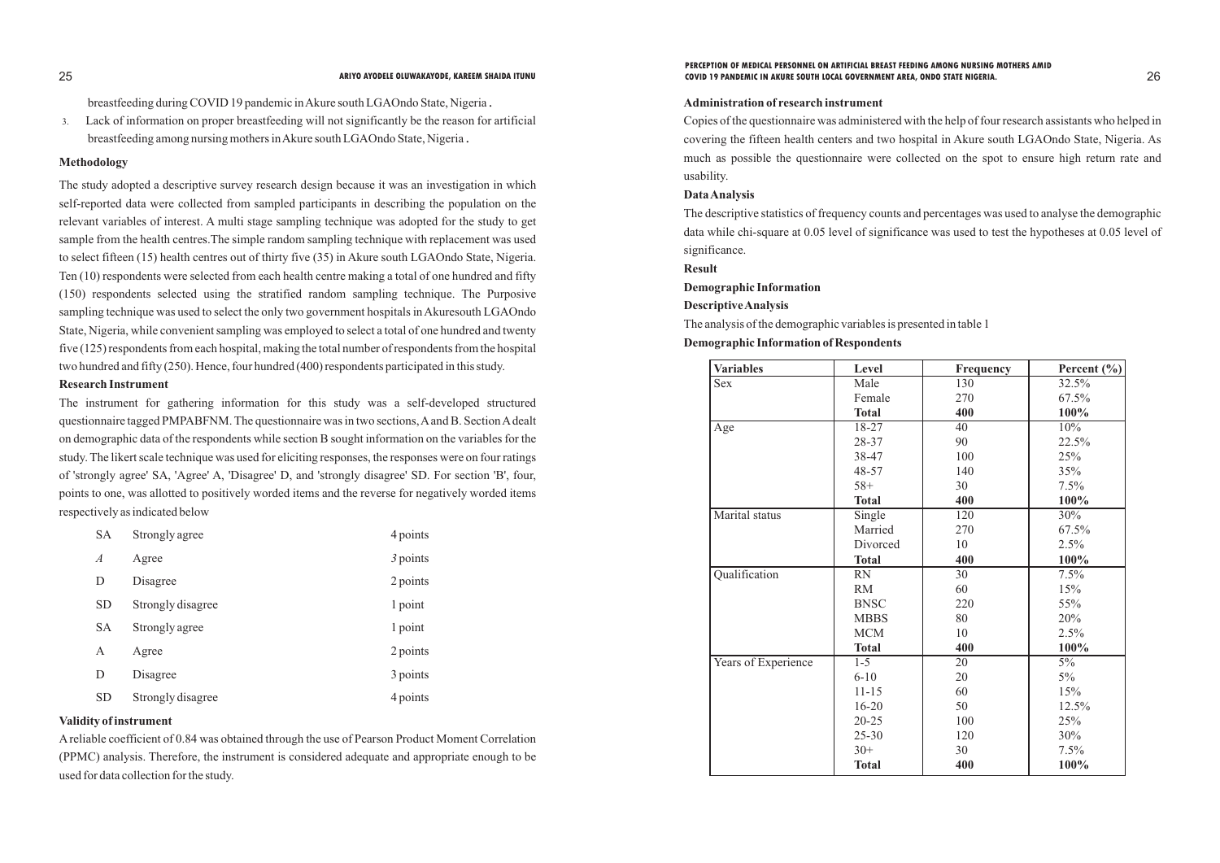breastfeeding during COVID 19 pandemic in Akure south LGA Ondo State, Nigeria.

3. Lack of information on proper breastfeeding will not significantly be the reason for artificial breastfeeding among nursing mothers in Akure south LGA Ondo State, Nigeria.

**Methodology**

The study adopted a descriptive survey research design because it was an investigation in which self-reported data were collected from sampled participants in describing the population on the relevant variables of interest. A multi stage sampling technique was adopted for the study to get sample from the health centres.The simple random sampling technique with replacement was used to select fifteen (15) health centres out of thirty five (35) in Akure south LGA Ondo State, Nigeria. Ten (10) respondents were selected from each health centre making a total of one hundred and fifty (150) respondents selected using the stratified random sampling technique. The Purposive sampling technique was used to select the only two government hospitals in Akuresouth LGA Ondo State, Nigeria, while convenient sampling was employed to select a total of one hundred and twenty five (125) respondents from each hospital, making the total number of respondents from the hospital two hundred and fifty (250). Hence, four hundred (400) respondents participated in this study.

**Research Instrument**

The instrument for gathering information for this study was a self-developed structured questionnaire tagged PMPABFNM. The questionnaire was in two sections, A and B. Section A dealt on demographic data of the respondents while section B sought information on the variables for the study. The likert scale technique was used for eliciting responses, the responses were on four ratings of 'strongly agree' SA, 'Agree' A, 'Disagree' D, and 'strongly disagree' SD. For section 'B', four, points to one, was allotted to positively worded items and the reverse for negatively worded items respectively as indicated below

| | | |
|---|---|---|
| SA | Strongly agree | 4 points |
| *A* | Agree | *3* points |
| D | Disagree | 2 points |
| SD | Strongly disagree | 1 point |
| SA | Strongly agree | 1 point |
| A | Agree | 2 points |
| D | Disagree | 3 points |
| SD | Strongly disagree | 4 points |

**Validity of instrument**

A reliable coefficient of 0.84 was obtained through the use of Pearson Product Moment Correlation (PPMC) analysis. Therefore, the instrument is considered adequate and appropriate enough to be used for data collection for the study.

**Administration of research instrument**

Copies of the questionnaire was administered with the help of four research assistants who helped in covering the fifteen health centers and two hospital in Akure south LGA Ondo State, Nigeria. As much as possible the questionnaire were collected on the spot to ensure high return rate and usability.

**Data Analysis**

The descriptive statistics of frequency counts and percentages was used to analyse the demographic data while chi-square at 0.05 level of significance was used to test the hypotheses at 0.05 level of significance.

**Result**

**Demographic Information**

**Descriptive Analysis**

The analysis of the demographic variables is presented in table 1

**Demographic Information of Respondents**

| Variables | Level | Frequency | Percent (%) |
|---|---|---|---|
| Sex | Male | 130 | 32.5% |
| | Female | 270 | 67.5% |
| | **Total** | **400** | **100%** |
| Age | 18-27 | 40 | 10% |
| | 28-37 | 90 | 22.5% |
| | 38-47 | 100 | 25% |
| | 48-57 | 140 | 35% |
| | 58+ | 30 | 7.5% |
| | **Total** | **400** | **100%** |
| Marital status | Single | 120 | 30% |
| | Married | 270 | 67.5% |
| | Divorced | 10 | 2.5% |
| | **Total** | **400** | **100%** |
| Qualification | RN | 30 | 7.5% |
| | RM | 60 | 15% |
| | BNSC | 220 | 55% |
| | MBBS | 80 | 20% |
| | MCM | 10 | 2.5% |
| | **Total** | **400** | **100%** |
| Years of Experience | 1-5 | 20 | 5% |
| | 6-10 | 20 | 5% |
| | 11-15 | 60 | 15% |
| | 16-20 | 50 | 12.5% |
| | 20-25 | 100 | 25% |
| | 25-30 | 120 | 30% |
| | 30+ | 30 | 7.5% |
| | **Total** | **400** | **100%** |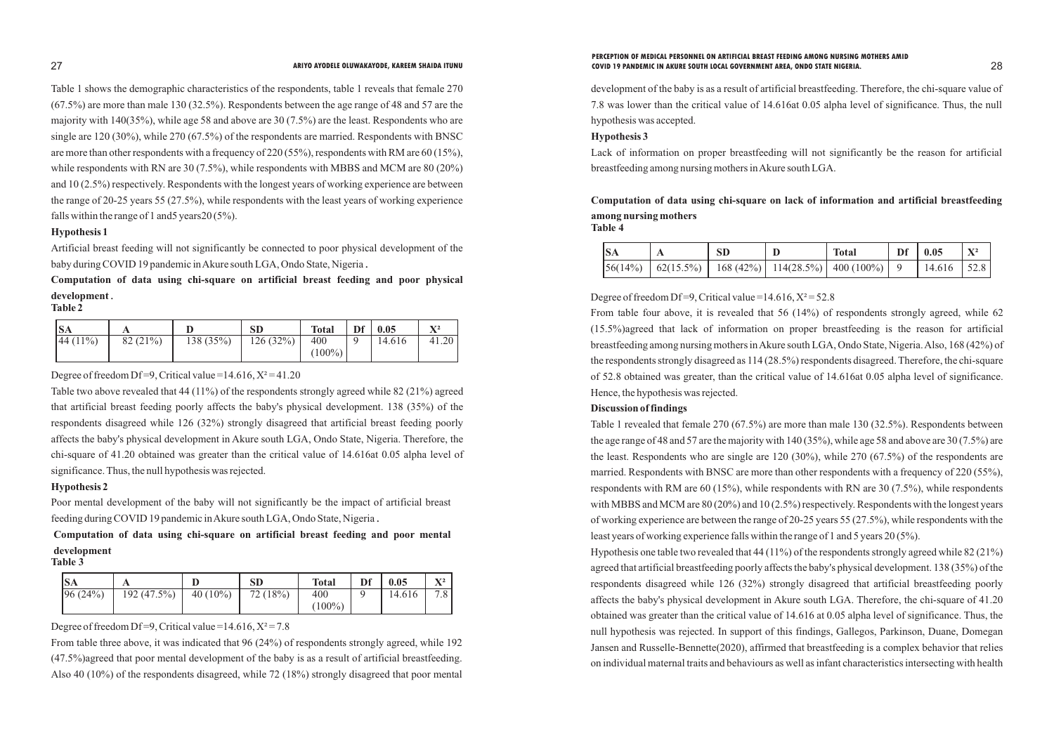Table 1 shows the demographic characteristics of the respondents, table 1 reveals that female 270 (67.5%) are more than male 130 (32.5%). Respondents between the age range of 48 and 57 are the majority with 140(35%), while age 58 and above are 30 (7.5%) are the least. Respondents who are single are 120 (30%), while 270 (67.5%) of the respondents are married. Respondents with BNSC are more than other respondents with a frequency of 220 (55%), respondents with RM are 60 (15%), while respondents with RN are 30 (7.5%), while respondents with MBBS and MCM are 80 (20%) and 10 (2.5%) respectively. Respondents with the longest years of working experience are between the range of 20-25 years 55 (27.5%), while respondents with the least years of working experience falls within the range of 1 and5 years20 (5%).

**Hypothesis 1**

Artificial breast feeding will not significantly be connected to poor physical development of the baby during COVID 19 pandemic in Akure south LGA, Ondo State, Nigeria **.**

**Computation of data using chi-square on artificial breast feeding and poor physical development .**

**Table 2**

| SA | A | D | SD | Total | Df | 0.05 | $X^2$ |
|---|---|---|---|---|---|---|---|
| 44 (11%) | 82 (21%) | 138 (35%) | 126 (32%) | 400 (100%) | 9 | 14.616 | 41.20 |

Degree of freedom Df =9, Critical value =14.616, $X^2$ = 41.20

Table two above revealed that 44 (11%) of the respondents strongly agreed while 82 (21%) agreed that artificial breast feeding poorly affects the baby's physical development. 138 (35%) of the respondents disagreed while 126 (32%) strongly disagreed that artificial breast feeding poorly affects the baby's physical development in Akure south LGA, Ondo State, Nigeria. Therefore, the chi-square of 41.20 obtained was greater than the critical value of 14.616at 0.05 alpha level of significance. Thus, the null hypothesis was rejected.

**Hypothesis 2**

Poor mental development of the baby will not significantly be the impact of artificial breast feeding during COVID 19 pandemic in Akure south LGA, Ondo State, Nigeria **.**

**Computation of data using chi-square on artificial breast feeding and poor mental development**

**Table 3**

| SA | A | D | SD | Total | Df | 0.05 | $X^2$ |
|---|---|---|---|---|---|---|---|
| 96 (24%) | 192 (47.5%) | 40 (10%) | 72 (18%) | 400 (100%) | 9 | 14.616 | 7.8 |

Degree of freedom Df =9, Critical value =14.616, $X^2$ = 7.8

From table three above, it was indicated that 96 (24%) of respondents strongly agreed, while 192 (47.5%)agreed that poor mental development of the baby is as a result of artificial breastfeeding. Also 40 (10%) of the respondents disagreed, while 72 (18%) strongly disagreed that poor mental development of the baby is as a result of artificial breastfeeding. Therefore, the chi-square value of 7.8 was lower than the critical value of 14.616at 0.05 alpha level of significance. Thus, the null hypothesis was accepted.

**Hypothesis 3**

Lack of information on proper breastfeeding will not significantly be the reason for artificial breastfeeding among nursing mothers in Akure south LGA.

**Computation of data using chi-square on lack of information and artificial breastfeeding among nursing mothers**

**Table 4**

| SA | A | SD | D | Total | Df | 0.05 | $X^2$ |
|---|---|---|---|---|---|---|---|
| 56(14%) | 62(15.5%) | 168 (42%) | 114(28.5%) | 400 (100%) | 9 | 14.616 | 52.8 |

Degree of freedom Df =9, Critical value =14.616, $X^2$ = 52.8

From table four above, it is revealed that 56 (14%) of respondents strongly agreed, while 62 (15.5%)agreed that lack of information on proper breastfeeding is the reason for artificial breastfeeding among nursing mothers in Akure south LGA, Ondo State, Nigeria. Also, 168 (42%) of the respondents strongly disagreed as 114 (28.5%) respondents disagreed. Therefore, the chi-square of 52.8 obtained was greater, than the critical value of 14.616at 0.05 alpha level of significance. Hence, the hypothesis was rejected.

**Discussion of findings**

Table 1 revealed that female 270 (67.5%) are more than male 130 (32.5%). Respondents between the age range of 48 and 57 are the majority with 140 (35%), while age 58 and above are 30 (7.5%) are the least. Respondents who are single are 120 (30%), while 270 (67.5%) of the respondents are married. Respondents with BNSC are more than other respondents with a frequency of 220 (55%), respondents with RM are 60 (15%), while respondents with RN are 30 (7.5%), while respondents with MBBS and MCM are 80 (20%) and 10 (2.5%) respectively. Respondents with the longest years of working experience are between the range of 20-25 years 55 (27.5%), while respondents with the least years of working experience falls within the range of 1 and 5 years 20 (5%).

Hypothesis one table two revealed that 44 (11%) of the respondents strongly agreed while 82 (21%) agreed that artificial breastfeeding poorly affects the baby's physical development. 138 (35%) of the respondents disagreed while 126 (32%) strongly disagreed that artificial breastfeeding poorly affects the baby's physical development in Akure south LGA. Therefore, the chi-square of 41.20 obtained was greater than the critical value of 14.616 at 0.05 alpha level of significance. Thus, the null hypothesis was rejected. In support of this findings, Gallegos, Parkinson, Duane, Domegan Jansen and Russelle-Bennette(2020), affirmed that breastfeeding is a complex behavior that relies on individual maternal traits and behaviours as well as infant characteristics intersecting with health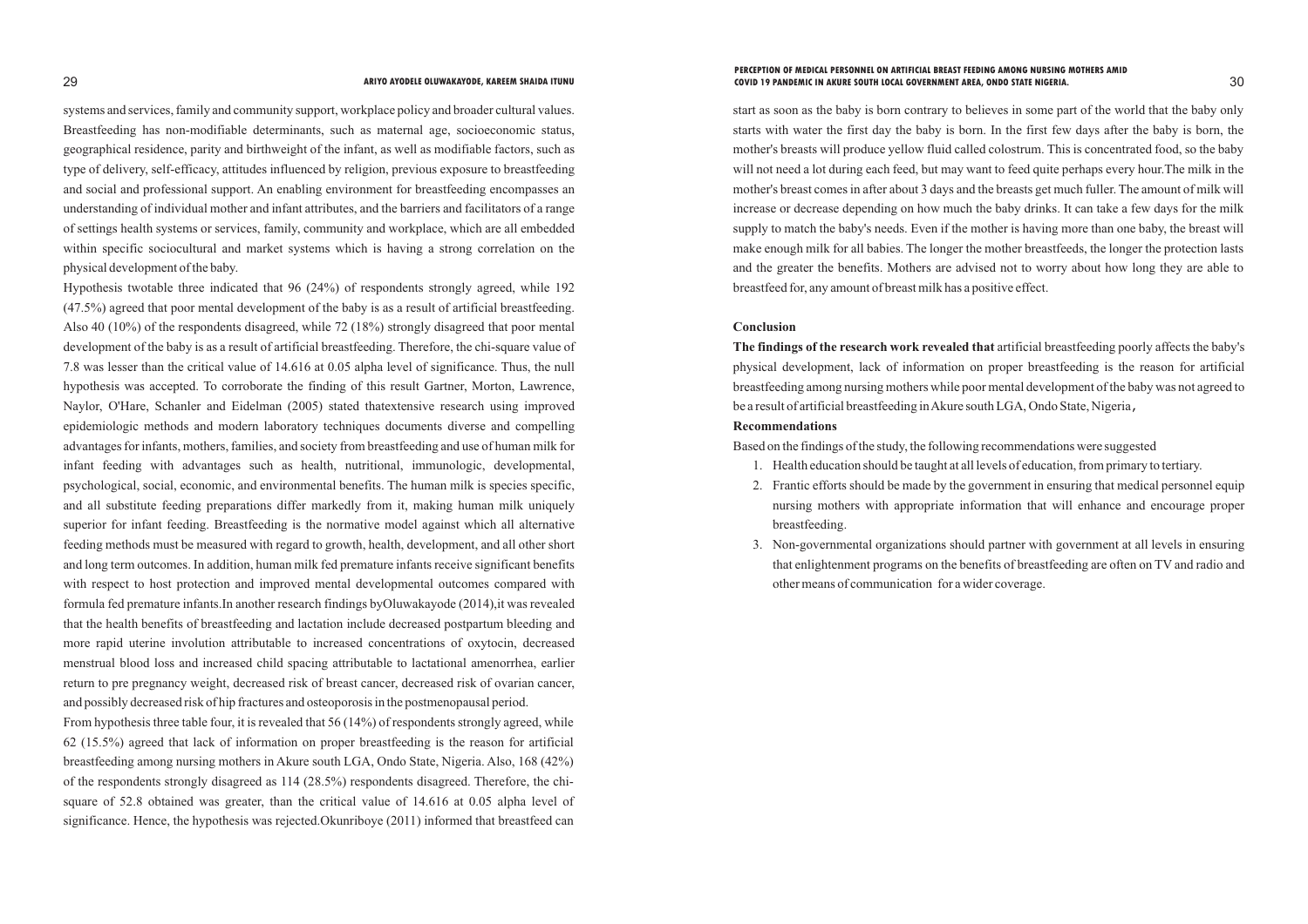systems and services, family and community support, workplace policy and broader cultural values. Breastfeeding has non-modifiable determinants, such as maternal age, socioeconomic status, geographical residence, parity and birthweight of the infant, as well as modifiable factors, such as type of delivery, self-efficacy, attitudes influenced by religion, previous exposure to breastfeeding and social and professional support. An enabling environment for breastfeeding encompasses an understanding of individual mother and infant attributes, and the barriers and facilitators of a range of settings health systems or services, family, community and workplace, which are all embedded within specific sociocultural and market systems which is having a strong correlation on the physical development of the baby.

Hypothesis twotable three indicated that 96 (24%) of respondents strongly agreed, while 192 (47.5%) agreed that poor mental development of the baby is as a result of artificial breastfeeding. Also 40 (10%) of the respondents disagreed, while 72 (18%) strongly disagreed that poor mental development of the baby is as a result of artificial breastfeeding. Therefore, the chi-square value of 7.8 was lesser than the critical value of 14.616 at 0.05 alpha level of significance. Thus, the null hypothesis was accepted. To corroborate the finding of this result Gartner, Morton, Lawrence, Naylor, O'Hare, Schanler and Eidelman (2005) stated thatextensive research using improved epidemiologic methods and modern laboratory techniques documents diverse and compelling advantages for infants, mothers, families, and society from breastfeeding and use of human milk for infant feeding with advantages such as health, nutritional, immunologic, developmental, psychological, social, economic, and environmental benefits. The human milk is species specific, and all substitute feeding preparations differ markedly from it, making human milk uniquely superior for infant feeding. Breastfeeding is the normative model against which all alternative feeding methods must be measured with regard to growth, health, development, and all other short and long term outcomes. In addition, human milk fed premature infants receive significant benefits with respect to host protection and improved mental developmental outcomes compared with formula fed premature infants.In another research findings byOluwakayode (2014),it was revealed that the health benefits of breastfeeding and lactation include decreased postpartum bleeding and more rapid uterine involution attributable to increased concentrations of oxytocin, decreased menstrual blood loss and increased child spacing attributable to lactational amenorrhea, earlier return to pre pregnancy weight, decreased risk of breast cancer, decreased risk of ovarian cancer, and possibly decreased risk of hip fractures and osteoporosis in the postmenopausal period.

From hypothesis three table four, it is revealed that 56 (14%) of respondents strongly agreed, while 62 (15.5%) agreed that lack of information on proper breastfeeding is the reason for artificial breastfeeding among nursing mothers in Akure south LGA, Ondo State, Nigeria. Also, 168 (42%) of the respondents strongly disagreed as 114 (28.5%) respondents disagreed. Therefore, the chi-square of 52.8 obtained was greater, than the critical value of 14.616 at 0.05 alpha level of significance. Hence, the hypothesis was rejected.Okunriboye (2011) informed that breastfeed can start as soon as the baby is born contrary to believes in some part of the world that the baby only starts with water the first day the baby is born. In the first few days after the baby is born, the mother's breasts will produce yellow fluid called colostrum. This is concentrated food, so the baby will not need a lot during each feed, but may want to feed quite perhaps every hour.The milk in the mother's breast comes in after about 3 days and the breasts get much fuller. The amount of milk will increase or decrease depending on how much the baby drinks. It can take a few days for the milk supply to match the baby's needs. Even if the mother is having more than one baby, the breast will make enough milk for all babies. The longer the mother breastfeeds, the longer the protection lasts and the greater the benefits. Mothers are advised not to worry about how long they are able to breastfeed for, any amount of breast milk has a positive effect.

## Conclusion

**The findings of the research work revealed that** artificial breastfeeding poorly affects the baby's physical development, lack of information on proper breastfeeding is the reason for artificial breastfeeding among nursing mothers while poor mental development of the baby was not agreed to be a result of artificial breastfeeding in Akure south LGA, Ondo State, Nigeria,

## Recommendations

Based on the findings of the study, the following recommendations were suggested

1. Health education should be taught at all levels of education, from primary to tertiary.
2. Frantic efforts should be made by the government in ensuring that medical personnel equip nursing mothers with appropriate information that will enhance and encourage proper breastfeeding.
3. Non-governmental organizations should partner with government at all levels in ensuring that enlightenment programs on the benefits of breastfeeding are often on TV and radio and other means of communication for a wider coverage.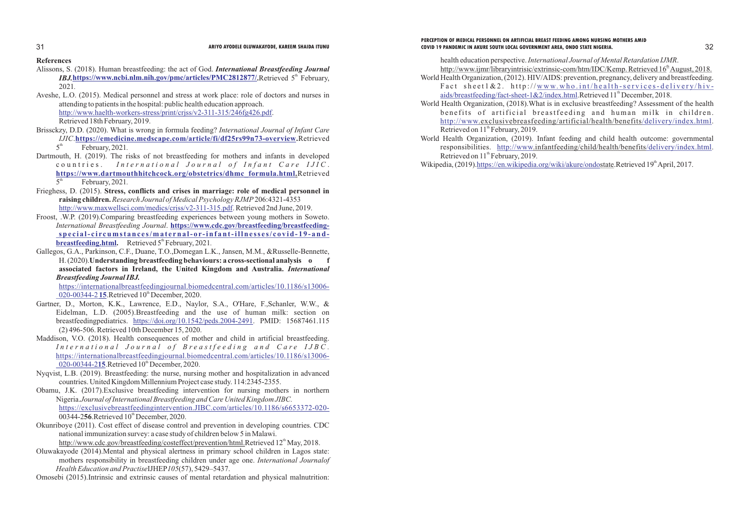## References

Alissons, S. (2018). Human breastfeeding: the act of God. ***International Breastfeeding Journal IBJ.*** **https://www.ncbi.nlm.nih.gov/pmc/articles/PMC2812877/.** Retrieved 5th February, 2021.

Aveshe, L.O. (2015). Medical personnel and stress at work place: role of doctors and nurses in attending to patients in the hospital: public health education approach. http://www.haelth-workers-stress/print/crjss/v2-311-315/246fg426.pdf. Retrieved 18th February, 2019.

Brissckzy, D.D. (2020). What is wrong in formula feeding? *International Journal of Infant Care IJIC*. **https://emedicine.medscape.com/article/fi/df25rs99n73-overview.** Retrieved 5th February, 2021.

Dartmouth, H. (2019). The risks of not breastfeeding for mothers and infants in developed countries. *International Journal of Infant Care IJIC*. **https://www.dartmouthhitchcock.org/obstetrics/dhmc_formula.html.** Retrieved 5th February, 2021.

Frieghess, D. (2015). **Stress, conflicts and crises in marriage: role of medical personnel in raising children.** *Research Journal of Medical Psychology RJMP* 206:4321-4353 http://www.maxwellsci.com/medics/crjss/v2-311-315.pdf. Retrieved 2nd June, 2019.

Froost, .W.P. (2019). Comparing breastfeeding experiences between young mothers in Soweto. *International Breastfeeding Journal*. **https://www.cdc.gov/breastfeeding/breastfeeding-special-circumstances/maternal-or-infant-illnesses/covid-19-and-breastfeeding.html.** Retrieved 5th February, 2021.

Gallegos, G.A., Parkinson, C.F., Duane, T.O., Domegan L.K., Jansen, M.M., &Russelle-Bennette, H. (2020). **Understanding breastfeeding behaviours: a cross-sectional analysis of associated factors in Ireland, the United Kingdom and Australia.** ***International Breastfeeding Journal IBJ.*** https://internationalbreastfeedingjournal.biomedcentral.com/articles/10.1186/s13006-020-00344-2 **15**. Retrieved 10th December, 2020.

Gartner, D., Morton, K.K., Lawrence, E.D., Naylor, S.A., O'Hare, F., Schanler, W.W., & Eidelman, L.D. (2005). Breastfeeding and the use of human milk: section on breastfeedingpediatrics. https://doi.org/10.1542/peds.2004-2491. PMID: 15687461.115 (2) 496-506. Retrieved 10th December 15, 2020.

Maddison, V.O. (2018). Health consequences of mother and child in artificial breastfeeding. *International Journal of Breastfeeding and Care IJBC*. https://internationalbreastfeedingjournal.biomedcentral.com/articles/10.1186/s13006-020-00344-2**15**. Retrieved 10th December, 2020.

Nyqvist, L.B. (2019). Breastfeeding: the nurse, nursing mother and hospitalization in advanced countries. United Kingdom Millennium Project case study. 114:2345-2355.

Obamu, J.K. (2017). Exclusive breastfeeding intervention for nursing mothers in northern Nigeria. *Journal of International Breastfeeding and Care United Kingdom JIBC.* https://exclusivebreastfeedingintervention.JIBC.com/articles/10.1186/s6653372-020-00344-2**56**. Retrieved 10th December, 2020.

Okunriboye (2011). Cost effect of disease control and prevention in developing countries. CDC national immunization survey: a case study of children below 5 in Malawi. http://www.cdc.gov/breastfeeding/costeffect/prevention/html. Retrieved 12th May, 2018.

Oluwakayode (2014). Mental and physical alertness in primary school children in Lagos state: mothers responsibility in breastfeeding children under age one. *International Journalof Health Education and Practise* IJHEP *105*(57), 5429–5437.

Omosebi (2015). Intrinsic and extrinsic causes of mental retardation and physical malnutrition: health education perspective. *International Journal of Mental Retardation IJMR*. http://www.ijmr/libraryintrisic/extrinsic-com/htm/IDC/Kemp. Retrieved 16th August, 2018.

World Health Organization, (2012). HIV/AIDS: prevention, pregnancy, delivery and breastfeeding. Fact sheet1&2. http://www.who.int/health-services-delivery/hiv-aids/breastfeeding/fact-sheet-1&2/index.html. Retrieved 11th December, 2018.

World Health Organization, (2018). What is in exclusive breastfeeding? Assessment of the health benefits of artificial breastfeeding and human milk in children. http://www.exclusivebreasfeeding/artificial/health/benefits/delivery/index.html. Retrieved on 11th February, 2019.

World Health Organization, (2019). Infant feeding and child health outcome: governmental responsibilities. http://www.infantfeeding/child/health/benefits/delivery/index.html. Retrieved on 11th February, 2019.

Wikipedia, (2019). https://en.wikipedia.org/wiki/akure/ondostate. Retrieved 19th April, 2017.